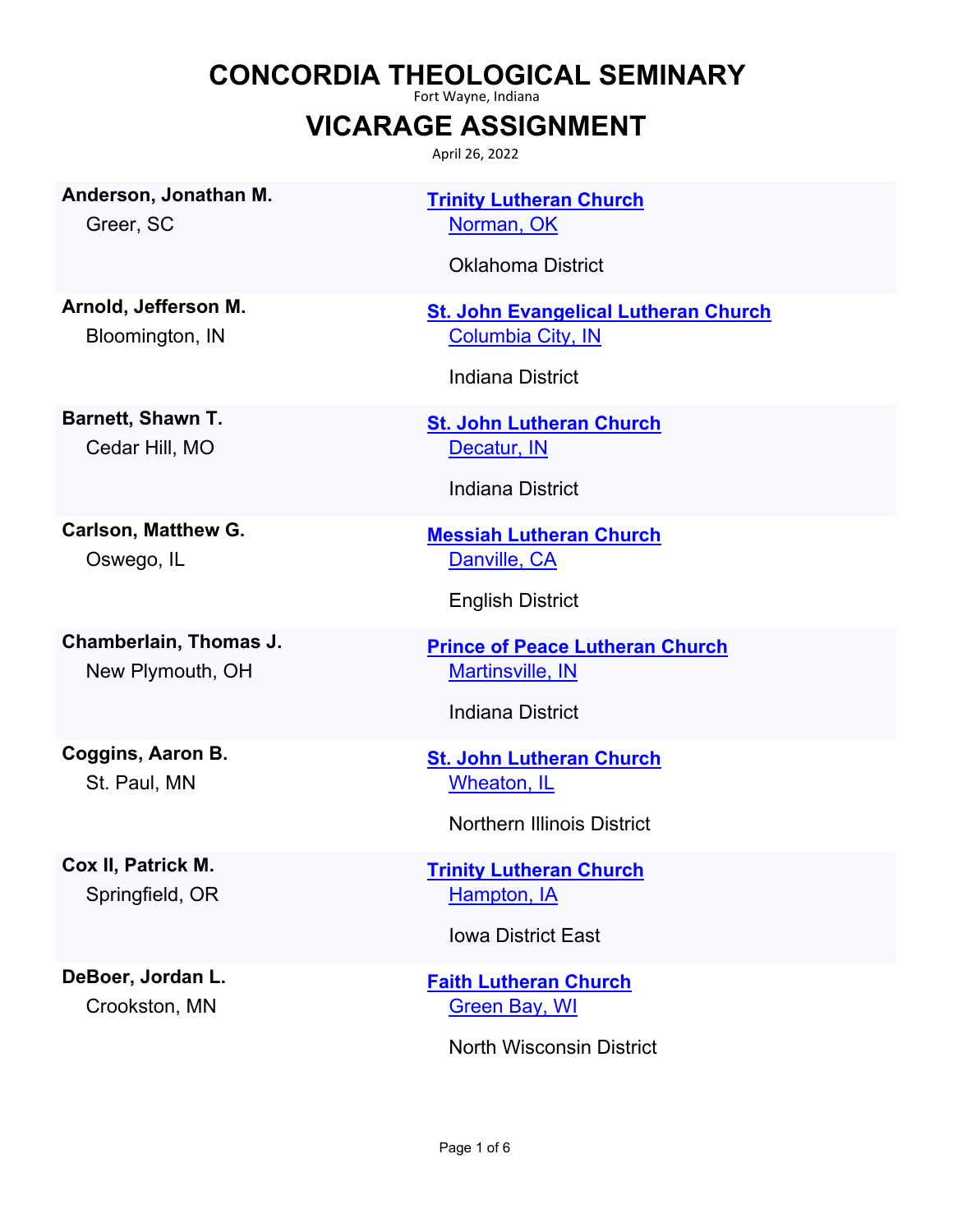# CONCORDIA THEOLOGICAL SEMINARY

Fort Wayne, Indiana

## VICARAGE ASSIGNMENT

April 26, 2022

**Anderson, Jonathan M.**
Greer, SC

**Trinity Lutheran Church**
Norman, OK
Oklahoma District

**Arnold, Jefferson M.**
Bloomington, IN

**St. John Evangelical Lutheran Church**
Columbia City, IN
Indiana District

**Barnett, Shawn T.**
Cedar Hill, MO

**St. John Lutheran Church**
Decatur, IN
Indiana District

**Carlson, Matthew G.**
Oswego, IL

**Messiah Lutheran Church**
Danville, CA
English District

**Chamberlain, Thomas J.**
New Plymouth, OH

**Prince of Peace Lutheran Church**
Martinsville, IN
Indiana District

**Coggins, Aaron B.**
St. Paul, MN

**St. John Lutheran Church**
Wheaton, IL
Northern Illinois District

**Cox II, Patrick M.**
Springfield, OR

**Trinity Lutheran Church**
Hampton, IA
Iowa District East

**DeBoer, Jordan L.**
Crookston, MN

**Faith Lutheran Church**
Green Bay, WI
North Wisconsin District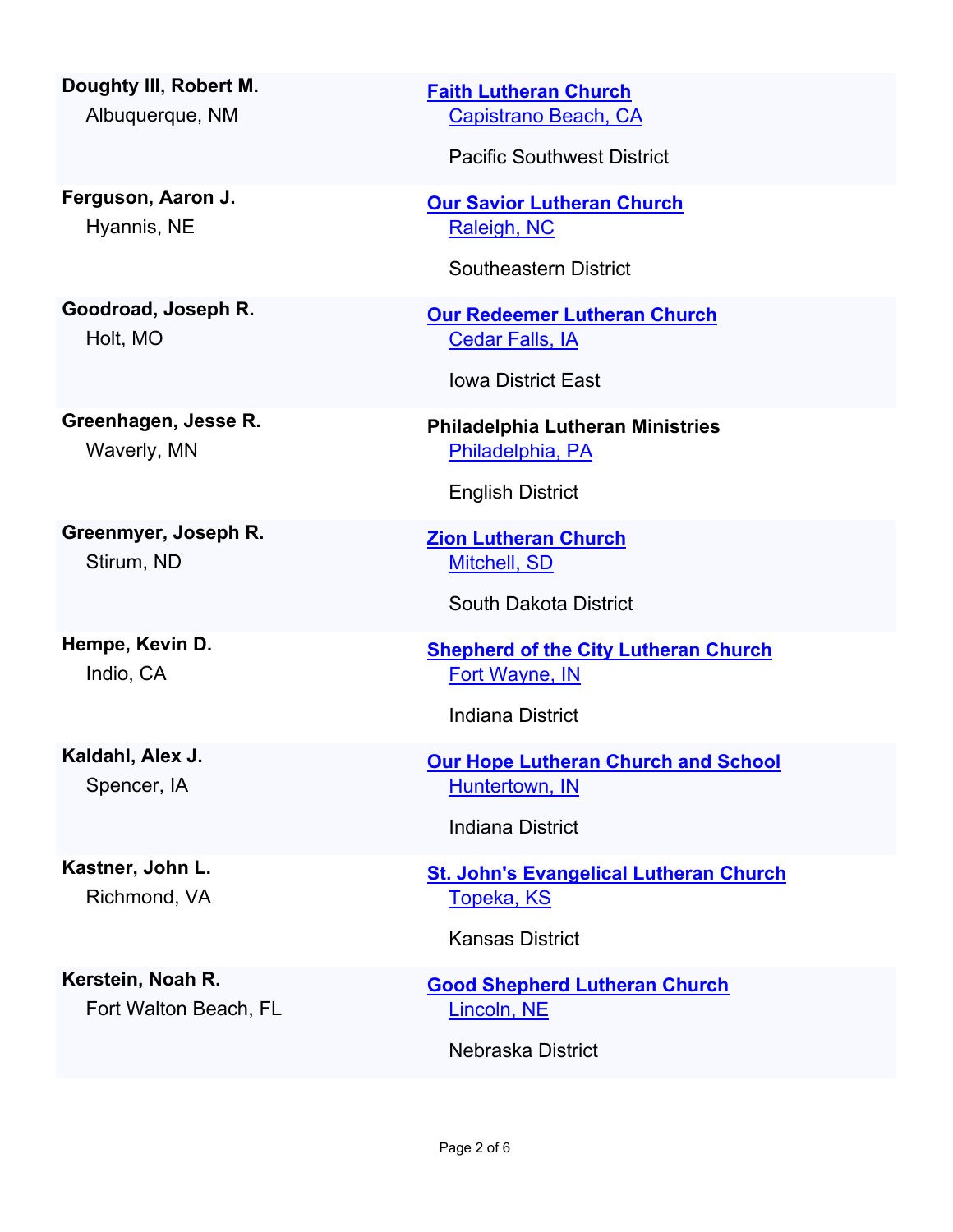**Doughty III, Robert M.**
Albuquerque, NM

**Faith Lutheran Church**
Capistrano Beach, CA

Pacific Southwest District

**Ferguson, Aaron J.**
Hyannis, NE

**Our Savior Lutheran Church**
Raleigh, NC

Southeastern District

**Goodroad, Joseph R.**
Holt, MO

**Our Redeemer Lutheran Church**
Cedar Falls, IA

Iowa District East

**Greenhagen, Jesse R.**
Waverly, MN

**Philadelphia Lutheran Ministries**
Philadelphia, PA

English District

**Greenmyer, Joseph R.**
Stirum, ND

**Zion Lutheran Church**
Mitchell, SD

South Dakota District

**Hempe, Kevin D.**
Indio, CA

**Shepherd of the City Lutheran Church**
Fort Wayne, IN

Indiana District

**Kaldahl, Alex J.**
Spencer, IA

**Our Hope Lutheran Church and School**
Huntertown, IN

Indiana District

**Kastner, John L.**
Richmond, VA

**St. John's Evangelical Lutheran Church**
Topeka, KS

Kansas District

**Kerstein, Noah R.**
Fort Walton Beach, FL

**Good Shepherd Lutheran Church**
Lincoln, NE

Nebraska District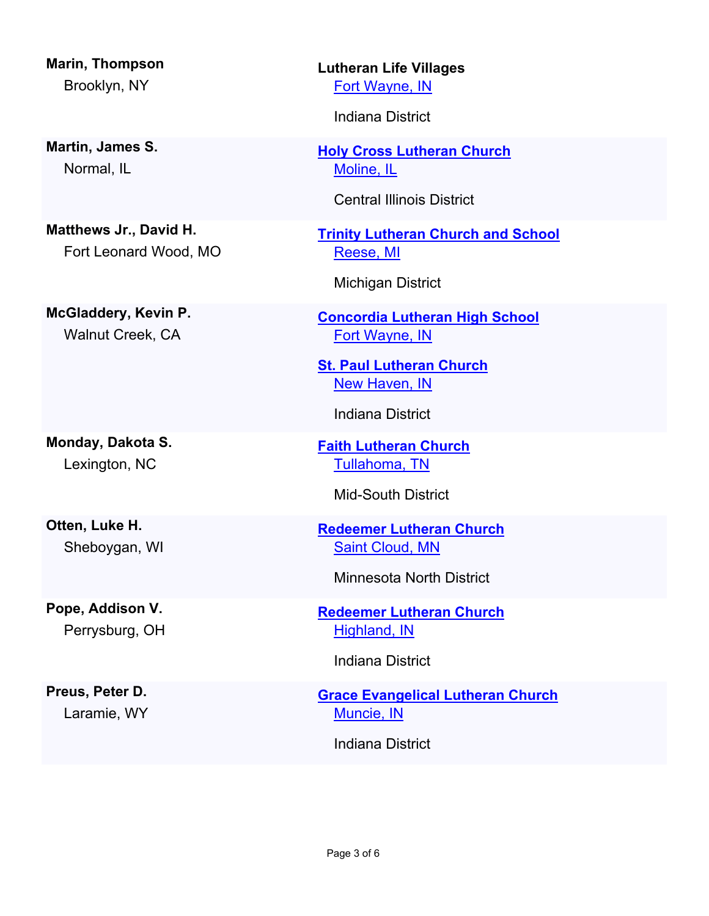| Name | Placement |
| --- | --- |
| **Marin, Thompson**<br>Brooklyn, NY | **Lutheran Life Villages**<br>Fort Wayne, IN<br><br>Indiana District |
| **Martin, James S.**<br>Normal, IL | **Holy Cross Lutheran Church**<br>Moline, IL<br><br>Central Illinois District |
| **Matthews Jr., David H.**<br>Fort Leonard Wood, MO | **Trinity Lutheran Church and School**<br>Reese, MI<br><br>Michigan District |
| **McGladdery, Kevin P.**<br>Walnut Creek, CA | **Concordia Lutheran High School**<br>Fort Wayne, IN<br><br>**St. Paul Lutheran Church**<br>New Haven, IN<br><br>Indiana District |
| **Monday, Dakota S.**<br>Lexington, NC | **Faith Lutheran Church**<br>Tullahoma, TN<br><br>Mid-South District |
| **Otten, Luke H.**<br>Sheboygan, WI | **Redeemer Lutheran Church**<br>Saint Cloud, MN<br><br>Minnesota North District |
| **Pope, Addison V.**<br>Perrysburg, OH | **Redeemer Lutheran Church**<br>Highland, IN<br><br>Indiana District |
| **Preus, Peter D.**<br>Laramie, WY | **Grace Evangelical Lutheran Church**<br>Muncie, IN<br><br>Indiana District |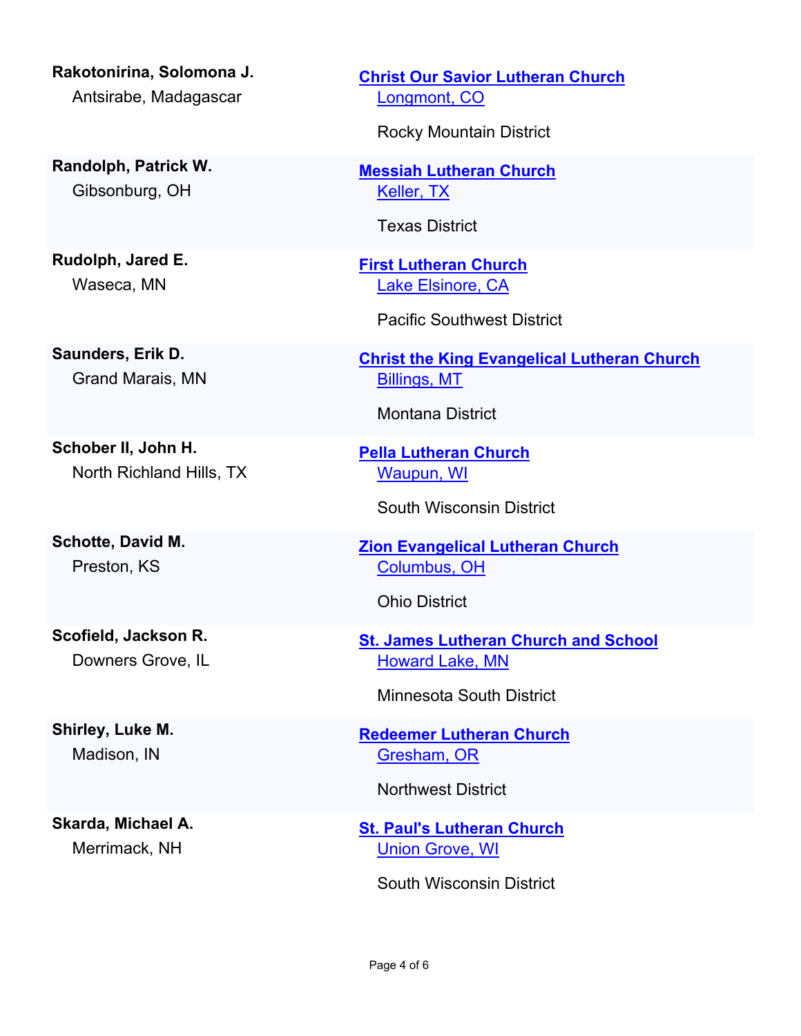| Name | Church |
| --- | --- |
| **Rakotonirina, Solomona J.**<br>Antsirabe, Madagascar | **Christ Our Savior Lutheran Church**<br>Longmont, CO<br>Rocky Mountain District |
| **Randolph, Patrick W.**<br>Gibsonburg, OH | **Messiah Lutheran Church**<br>Keller, TX<br>Texas District |
| **Rudolph, Jared E.**<br>Waseca, MN | **First Lutheran Church**<br>Lake Elsinore, CA<br>Pacific Southwest District |
| **Saunders, Erik D.**<br>Grand Marais, MN | **Christ the King Evangelical Lutheran Church**<br>Billings, MT<br>Montana District |
| **Schober II, John H.**<br>North Richland Hills, TX | **Pella Lutheran Church**<br>Waupun, WI<br>South Wisconsin District |
| **Schotte, David M.**<br>Preston, KS | **Zion Evangelical Lutheran Church**<br>Columbus, OH<br>Ohio District |
| **Scofield, Jackson R.**<br>Downers Grove, IL | **St. James Lutheran Church and School**<br>Howard Lake, MN<br>Minnesota South District |
| **Shirley, Luke M.**<br>Madison, IN | **Redeemer Lutheran Church**<br>Gresham, OR<br>Northwest District |
| **Skarda, Michael A.**<br>Merrimack, NH | **St. Paul's Lutheran Church**<br>Union Grove, WI<br>South Wisconsin District |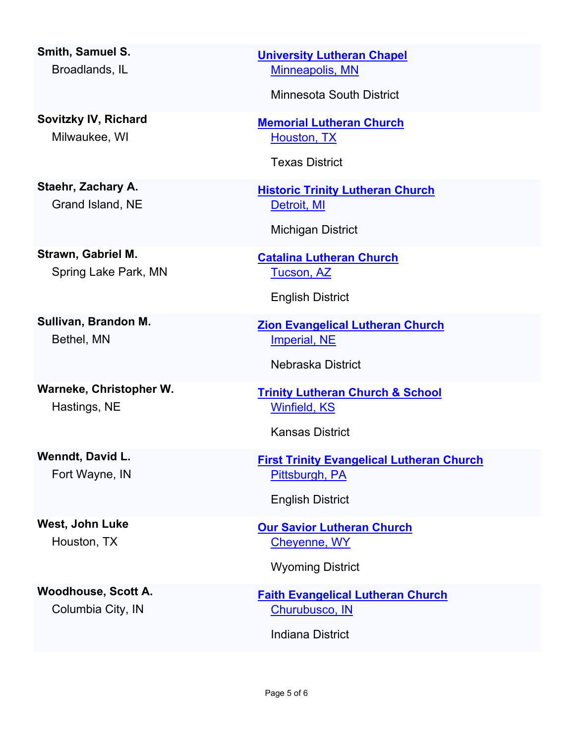| Name | Placement |
| --- | --- |
| **Smith, Samuel S.** Broadlands, IL | **University Lutheran Chapel** Minneapolis, MN — Minnesota South District |
| **Sovitzky IV, Richard** Milwaukee, WI | **Memorial Lutheran Church** Houston, TX — Texas District |
| **Staehr, Zachary A.** Grand Island, NE | **Historic Trinity Lutheran Church** Detroit, MI — Michigan District |
| **Strawn, Gabriel M.** Spring Lake Park, MN | **Catalina Lutheran Church** Tucson, AZ — English District |
| **Sullivan, Brandon M.** Bethel, MN | **Zion Evangelical Lutheran Church** Imperial, NE — Nebraska District |
| **Warneke, Christopher W.** Hastings, NE | **Trinity Lutheran Church & School** Winfield, KS — Kansas District |
| **Wenndt, David L.** Fort Wayne, IN | **First Trinity Evangelical Lutheran Church** Pittsburgh, PA — English District |
| **West, John Luke** Houston, TX | **Our Savior Lutheran Church** Cheyenne, WY — Wyoming District |
| **Woodhouse, Scott A.** Columbia City, IN | **Faith Evangelical Lutheran Church** Churubusco, IN — Indiana District |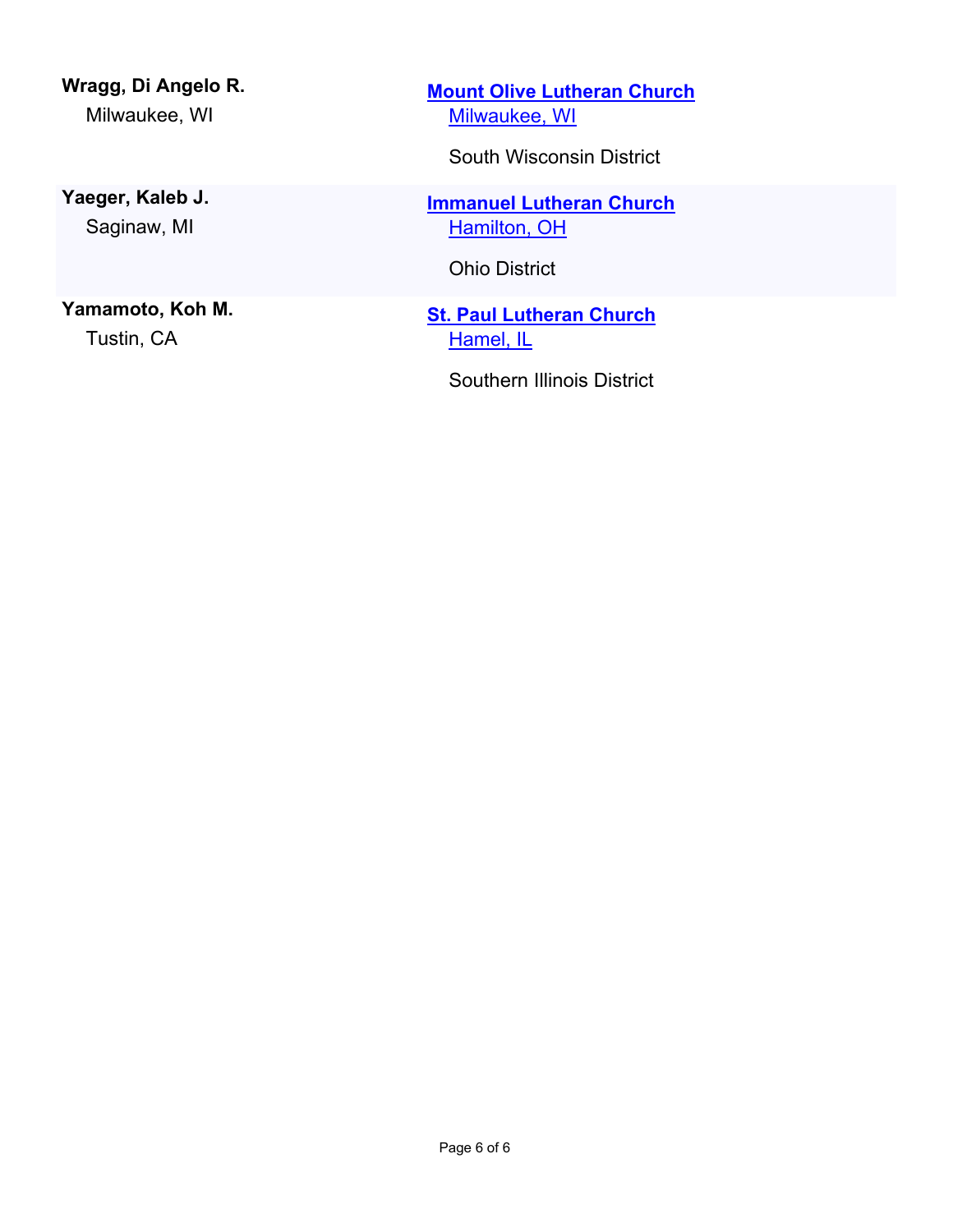**Wragg, Di Angelo R.**
Milwaukee, WI

**[Mount Olive Lutheran Church]**
[Milwaukee, WI]

South Wisconsin District

**Yaeger, Kaleb J.**
Saginaw, MI

**[Immanuel Lutheran Church]**
[Hamilton, OH]

Ohio District

**Yamamoto, Koh M.**
Tustin, CA

**[St. Paul Lutheran Church]**
[Hamel, IL]

Southern Illinois District